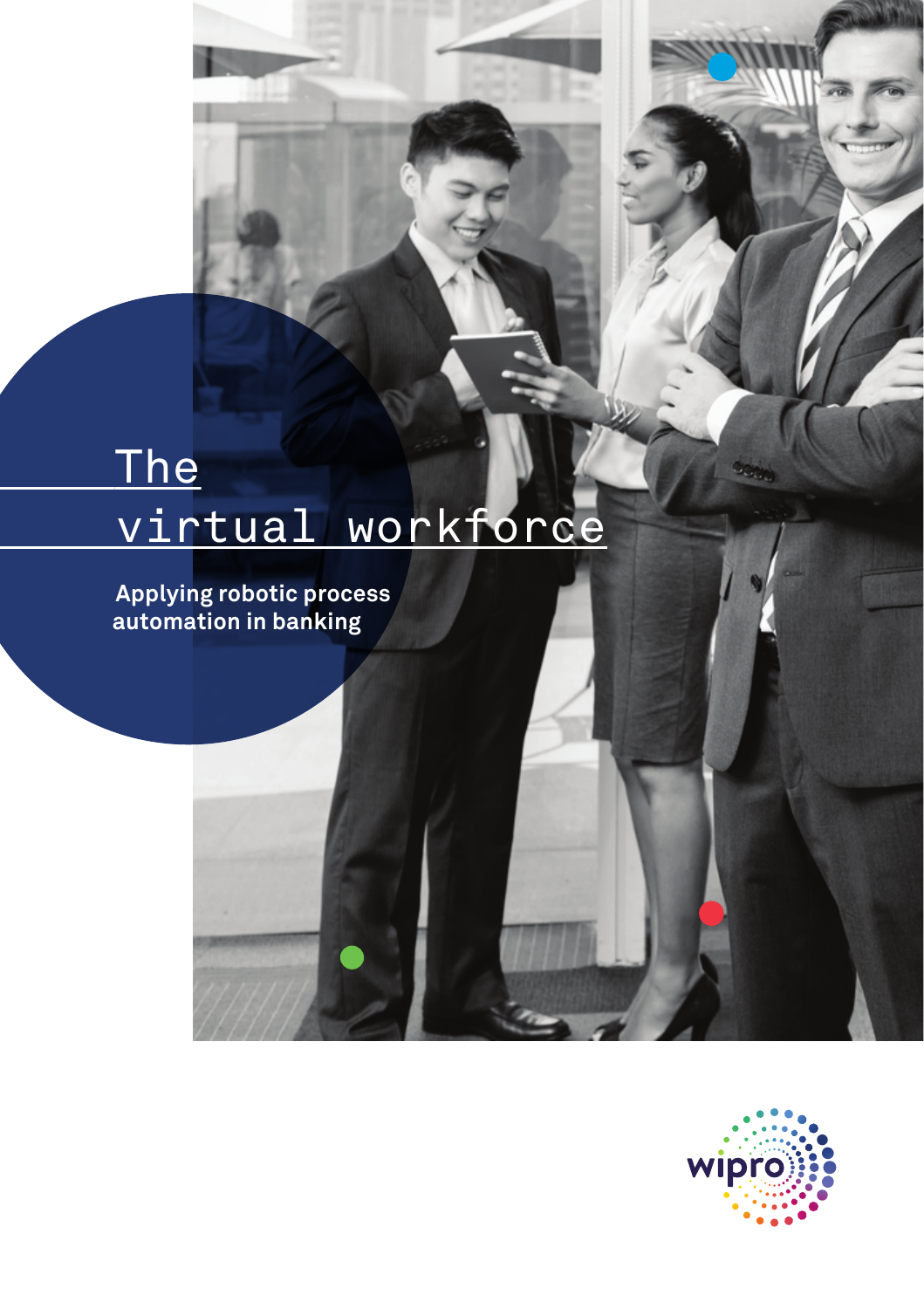# The virtual workforce

**Applying robotic process automation in banking**

wipro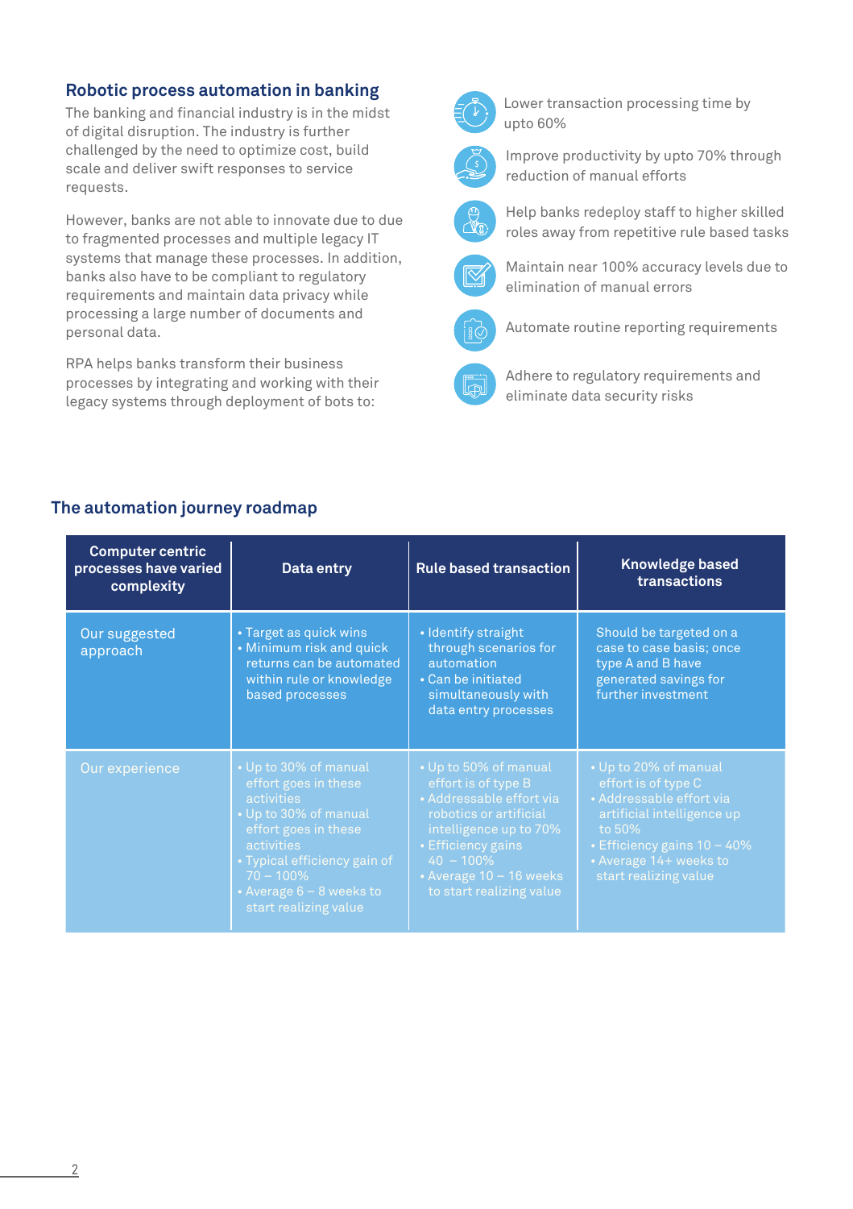## Robotic process automation in banking

The banking and financial industry is in the midst of digital disruption. The industry is further challenged by the need to optimize cost, build scale and deliver swift responses to service requests.

However, banks are not able to innovate due to due to fragmented processes and multiple legacy IT systems that manage these processes. In addition, banks also have to be compliant to regulatory requirements and maintain data privacy while processing a large number of documents and personal data.

RPA helps banks transform their business processes by integrating and working with their legacy systems through deployment of bots to:

- Lower transaction processing time by upto 60%
- Improve productivity by upto 70% through reduction of manual efforts
- Help banks redeploy staff to higher skilled roles away from repetitive rule based tasks
- Maintain near 100% accuracy levels due to elimination of manual errors
- Automate routine reporting requirements
- Adhere to regulatory requirements and eliminate data security risks

## The automation journey roadmap

| Computer centric processes have varied complexity | Data entry | Rule based transaction | Knowledge based transactions |
|---|---|---|---|
| Our suggested approach | • Target as quick wins<br>• Minimum risk and quick returns can be automated within rule or knowledge based processes | • Identify straight through scenarios for automation<br>• Can be initiated simultaneously with data entry processes | Should be targeted on a case to case basis; once type A and B have generated savings for further investment |
| Our experience | • Up to 30% of manual effort goes in these activities<br>• Up to 30% of manual effort goes in these activities<br>• Typical efficiency gain of 70 – 100%<br>• Average 6 – 8 weeks to start realizing value | • Up to 50% of manual effort is of type B<br>• Addressable effort via robotics or artificial intelligence up to 70%<br>• Efficiency gains 40 – 100%<br>• Average 10 – 16 weeks to start realizing value | • Up to 20% of manual effort is of type C<br>• Addressable effort via artificial intelligence up to 50%<br>• Efficiency gains 10 – 40%<br>• Average 14+ weeks to start realizing value |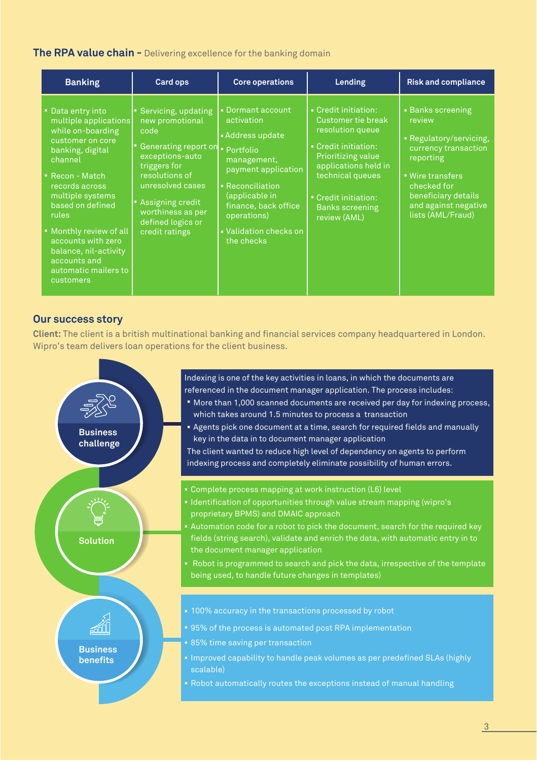## The RPA value chain - Delivering excellence for the banking domain

| Banking | Card ops | Core operations | Lending | Risk and compliance |
|---|---|---|---|---|
| ▪ Data entry into multiple applications while on-boarding customer on core banking, digital channel<br>▪ Recon - Match records across multiple systems based on defined rules<br>▪ Monthly review of all accounts with zero balance, nil-activity accounts and automatic mailers to customers | ▪ Servicing, updating new promotional code<br>▪ Generating report on exceptions-auto triggers for resolutions of unresolved cases<br>▪ Assigning credit worthiness as per defined logics or credit ratings | ▪ Dormant account activation<br>▪ Address update<br>▪ Portfolio management, payment application<br>▪ Reconciliation (applicable in finance, back office operations)<br>▪ Validation checks on the checks | ▪ Credit initiation: Customer tie break resolution queue<br>▪ Credit initiation: Prioritizing value applications held in technical queues<br>▪ Credit initiation: Banks screening review (AML) | ▪ Banks screening review<br>▪ Regulatory/servicing, currency transaction reporting<br>▪ Wire transfers checked for beneficiary details and against negative lists (AML/Fraud) |

## Our success story

**Client:** The client is a british multinational banking and financial services company headquartered in London. Wipro's team delivers loan operations for the client business.

### Business challenge

Indexing is one of the key activities in loans, in which the documents are referenced in the document manager application. The process includes:

- More than 1,000 scanned documents are received per day for indexing process, which takes around 1.5 minutes to process a transaction
- Agents pick one document at a time, search for required fields and manually key in the data in to document manager application

The client wanted to reduce high level of dependency on agents to perform indexing process and completely eliminate possibility of human errors.

### Solution

- Complete process mapping at work instruction (L6) level
- Identification of opportunities through value stream mapping (wipro's proprietary BPMS) and DMAIC approach
- Automation code for a robot to pick the document, search for the required key fields (string search), validate and enrich the data, with automatic entry in to the document manager application
- Robot is programmed to search and pick the data, irrespective of the template being used, to handle future changes in templates)

### Business benefits

- 100% accuracy in the transactions processed by robot
- 95% of the process is automated post RPA implementation
- 85% time saving per transaction
- Improved capability to handle peak volumes as per predefined SLAs (highly scalable)
- Robot automatically routes the exceptions instead of manual handling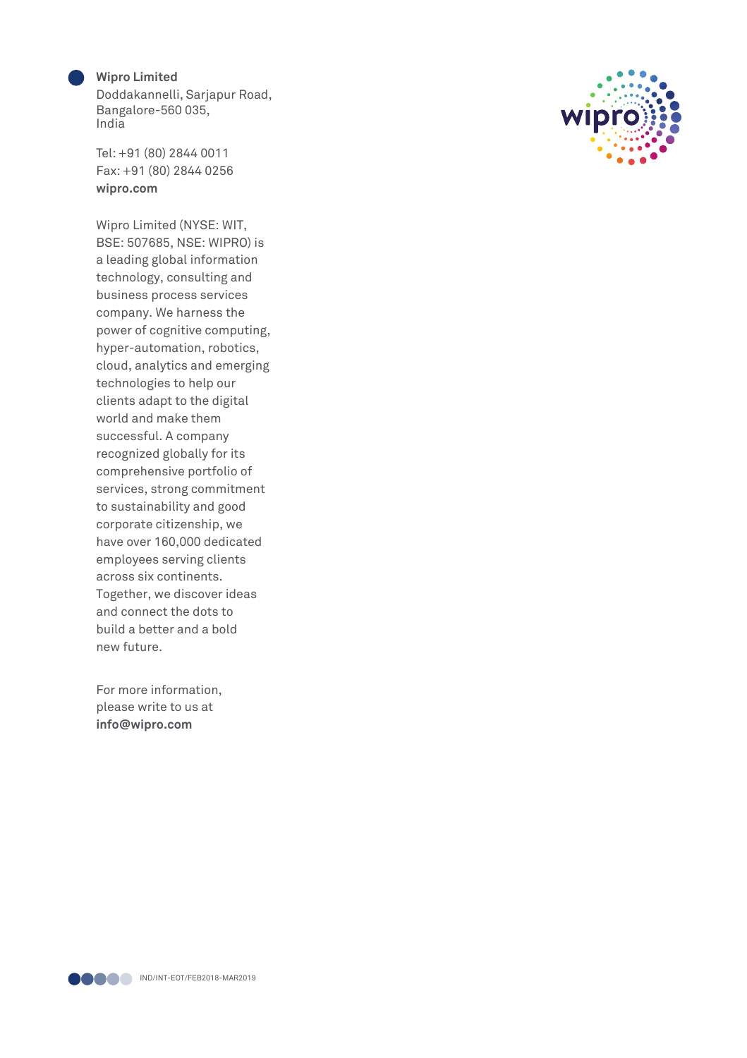**Wipro Limited**
Doddakannelli, Sarjapur Road,
Bangalore-560 035,
India

Tel: +91 (80) 2844 0011
Fax: +91 (80) 2844 0256
**wipro.com**

Wipro Limited (NYSE: WIT, BSE: 507685, NSE: WIPRO) is a leading global information technology, consulting and business process services company. We harness the power of cognitive computing, hyper-automation, robotics, cloud, analytics and emerging technologies to help our clients adapt to the digital world and make them successful. A company recognized globally for its comprehensive portfolio of services, strong commitment to sustainability and good corporate citizenship, we have over 160,000 dedicated employees serving clients across six continents. Together, we discover ideas and connect the dots to build a better and a bold new future.

For more information, please write to us at **info@wipro.com**

IND/INT-EOT/FEB2018-MAR2019